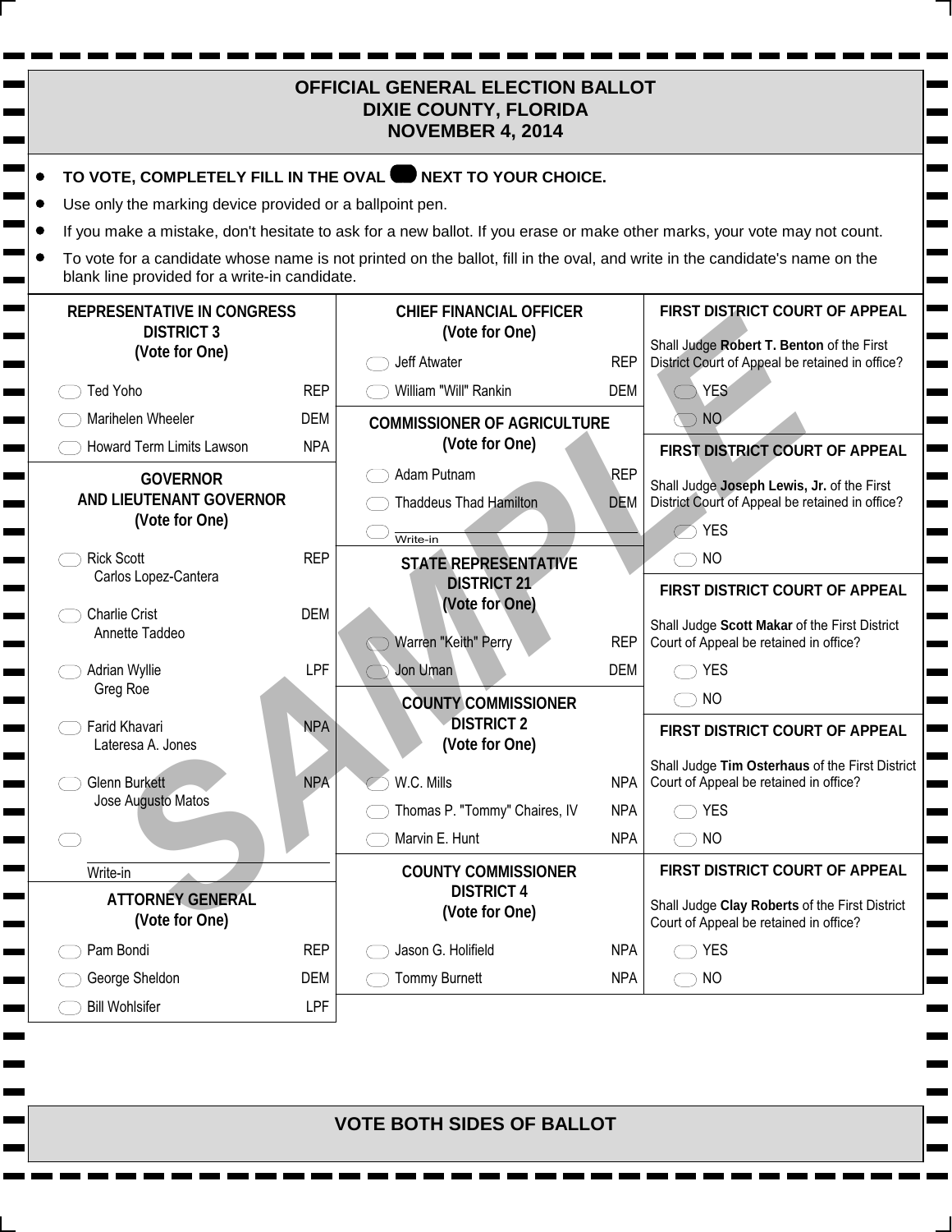# OFFICIAL GENERAL ELECTION BALLOT
# DIXIE COUNTY, FLORIDA
# NOVEMBER 4, 2014

- **TO VOTE, COMPLETELY FILL IN THE OVAL NEXT TO YOUR CHOICE.**
- Use only the marking device provided or a ballpoint pen.
- If you make a mistake, don't hesitate to ask for a new ballot. If you erase or make other marks, your vote may not count.
- To vote for a candidate whose name is not printed on the ballot, fill in the oval, and write in the candidate's name on the blank line provided for a write-in candidate.

### REPRESENTATIVE IN CONGRESS DISTRICT 3 (Vote for One)

- Ted Yoho — REP
- Marihelen Wheeler — DEM
- Howard Term Limits Lawson — NPA

### GOVERNOR AND LIEUTENANT GOVERNOR (Vote for One)

- Rick Scott / Carlos Lopez-Cantera — REP
- Charlie Crist / Annette Taddeo — DEM
- Adrian Wyllie / Greg Roe — LPF
- Farid Khavari / Lateresa A. Jones — NPA
- Glenn Burkett / Jose Augusto Matos — NPA
- Write-in

### ATTORNEY GENERAL (Vote for One)

- Pam Bondi — REP
- George Sheldon — DEM
- Bill Wohlsifer — LPF

### CHIEF FINANCIAL OFFICER (Vote for One)

- Jeff Atwater — REP
- William "Will" Rankin — DEM

### COMMISSIONER OF AGRICULTURE (Vote for One)

- Adam Putnam — REP
- Thaddeus Thad Hamilton — DEM
- Write-in

### STATE REPRESENTATIVE DISTRICT 21 (Vote for One)

- Warren "Keith" Perry — REP
- Jon Uman — DEM

### COUNTY COMMISSIONER DISTRICT 2 (Vote for One)

- W.C. Mills — NPA
- Thomas P. "Tommy" Chaires, IV — NPA
- Marvin E. Hunt — NPA

### COUNTY COMMISSIONER DISTRICT 4 (Vote for One)

- Jason G. Holifield — NPA
- Tommy Burnett — NPA

### FIRST DISTRICT COURT OF APPEAL

Shall Judge **Robert T. Benton** of the First District Court of Appeal be retained in office?

- YES
- NO

### FIRST DISTRICT COURT OF APPEAL

Shall Judge **Joseph Lewis, Jr.** of the First District Court of Appeal be retained in office?

- YES
- NO

### FIRST DISTRICT COURT OF APPEAL

Shall Judge **Scott Makar** of the First District Court of Appeal be retained in office?

- YES
- NO

### FIRST DISTRICT COURT OF APPEAL

Shall Judge **Tim Osterhaus** of the First District Court of Appeal be retained in office?

- YES
- NO

### FIRST DISTRICT COURT OF APPEAL

Shall Judge **Clay Roberts** of the First District Court of Appeal be retained in office?

- YES
- NO

**VOTE BOTH SIDES OF BALLOT**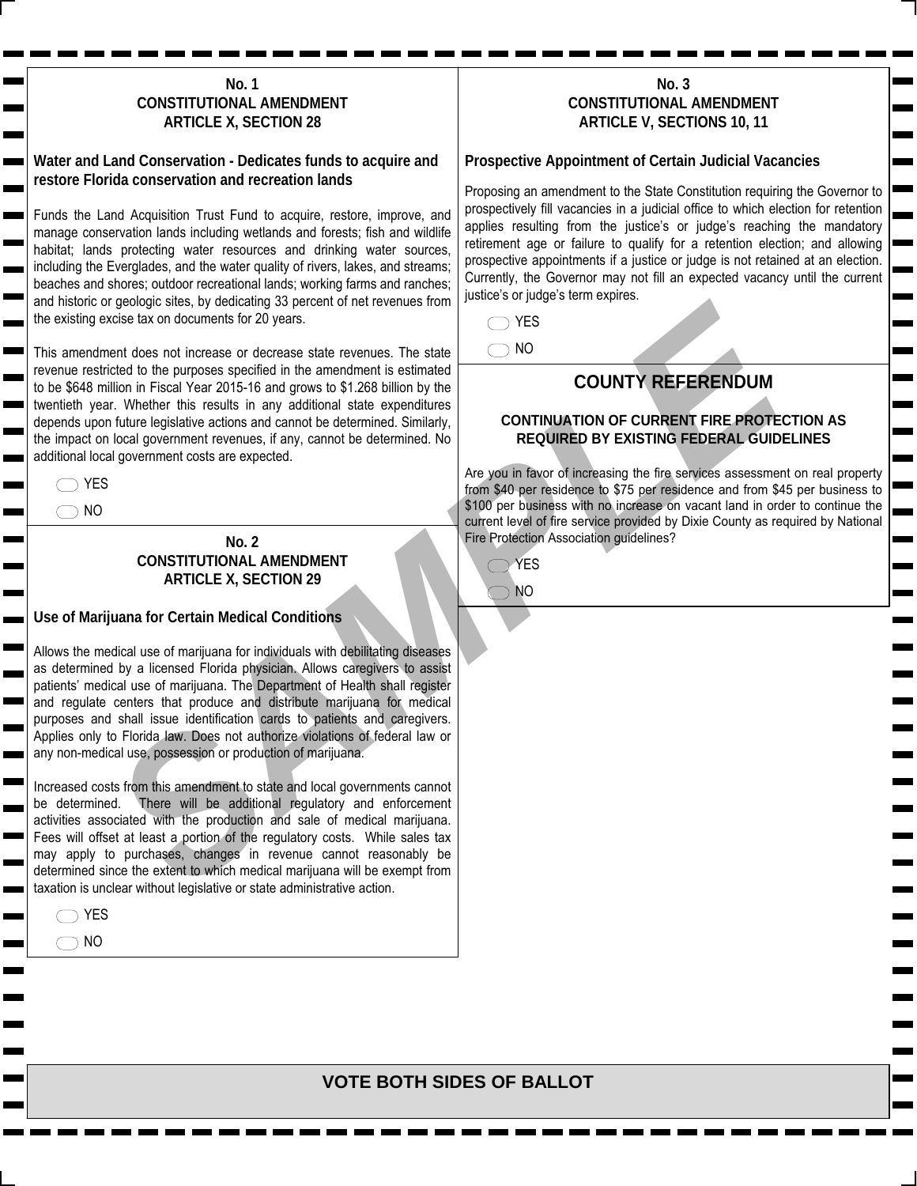## No. 1
## CONSTITUTIONAL AMENDMENT
## ARTICLE X, SECTION 28

**Water and Land Conservation - Dedicates funds to acquire and restore Florida conservation and recreation lands**

Funds the Land Acquisition Trust Fund to acquire, restore, improve, and manage conservation lands including wetlands and forests; fish and wildlife habitat; lands protecting water resources and drinking water sources, including the Everglades, and the water quality of rivers, lakes, and streams; beaches and shores; outdoor recreational lands; working farms and ranches; and historic or geologic sites, by dedicating 33 percent of net revenues from the existing excise tax on documents for 20 years.

This amendment does not increase or decrease state revenues. The state revenue restricted to the purposes specified in the amendment is estimated to be $648 million in Fiscal Year 2015-16 and grows to $1.268 billion by the twentieth year. Whether this results in any additional state expenditures depends upon future legislative actions and cannot be determined. Similarly, the impact on local government revenues, if any, cannot be determined. No additional local government costs are expected.

- YES
- NO

## No. 2
## CONSTITUTIONAL AMENDMENT
## ARTICLE X, SECTION 29

**Use of Marijuana for Certain Medical Conditions**

Allows the medical use of marijuana for individuals with debilitating diseases as determined by a licensed Florida physician. Allows caregivers to assist patients' medical use of marijuana. The Department of Health shall register and regulate centers that produce and distribute marijuana for medical purposes and shall issue identification cards to patients and caregivers. Applies only to Florida law. Does not authorize violations of federal law or any non-medical use, possession or production of marijuana.

Increased costs from this amendment to state and local governments cannot be determined. There will be additional regulatory and enforcement activities associated with the production and sale of medical marijuana. Fees will offset at least a portion of the regulatory costs. While sales tax may apply to purchases, changes in revenue cannot reasonably be determined since the extent to which medical marijuana will be exempt from taxation is unclear without legislative or state administrative action.

- YES
- NO

## No. 3
## CONSTITUTIONAL AMENDMENT
## ARTICLE V, SECTIONS 10, 11

**Prospective Appointment of Certain Judicial Vacancies**

Proposing an amendment to the State Constitution requiring the Governor to prospectively fill vacancies in a judicial office to which election for retention applies resulting from the justice's or judge's reaching the mandatory retirement age or failure to qualify for a retention election; and allowing prospective appointments if a justice or judge is not retained at an election. Currently, the Governor may not fill an expected vacancy until the current justice's or judge's term expires.

- YES
- NO

# COUNTY REFERENDUM

**CONTINUATION OF CURRENT FIRE PROTECTION AS REQUIRED BY EXISTING FEDERAL GUIDELINES**

Are you in favor of increasing the fire services assessment on real property from $40 per residence to $75 per residence and from $45 per business to $100 per business with no increase on vacant land in order to continue the current level of fire service provided by Dixie County as required by National Fire Protection Association guidelines?

- YES
- NO

SAMPLE

**VOTE BOTH SIDES OF BALLOT**